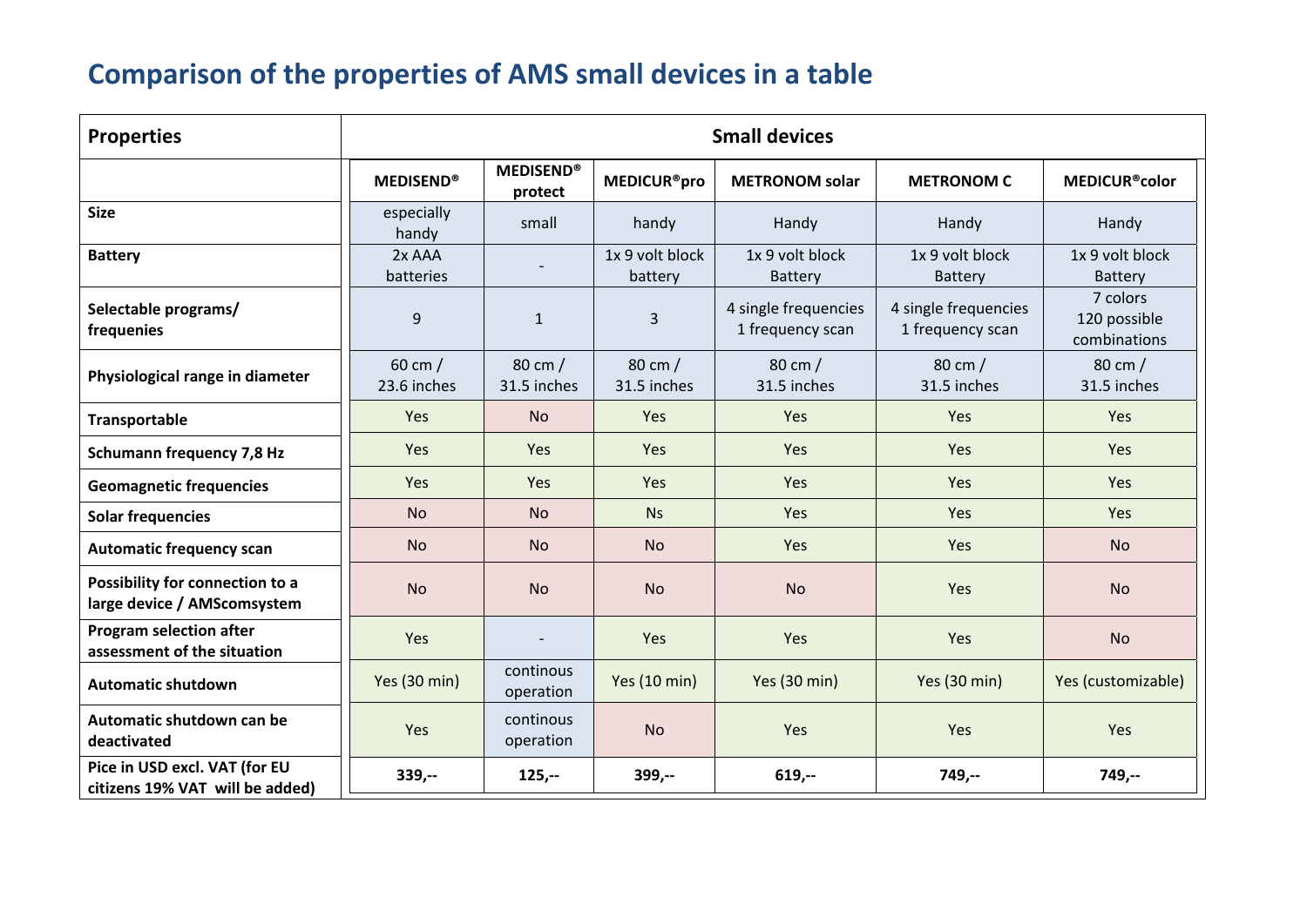# Comparison of the properties of AMS small devices in a table

| Properties | Small devices | | | | | |
|---|---|---|---|---|---|---|
| | MEDISEND® | MEDISEND® protect | MEDICUR®pro | METRONOM solar | METRONOM C | MEDICUR®color |
| **Size** | especially handy | small | handy | Handy | Handy | Handy |
| **Battery** | 2x AAA batteries | - | 1x 9 volt block battery | 1x 9 volt block Battery | 1x 9 volt block Battery | 1x 9 volt block Battery |
| **Selectable programs/ frequenies** | 9 | 1 | 3 | 4 single frequencies 1 frequency scan | 4 single frequencies 1 frequency scan | 7 colors 120 possible combinations |
| **Physiological range in diameter** | 60 cm / 23.6 inches | 80 cm / 31.5 inches | 80 cm / 31.5 inches | 80 cm / 31.5 inches | 80 cm / 31.5 inches | 80 cm / 31.5 inches |
| **Transportable** | Yes | No | Yes | Yes | Yes | Yes |
| **Schumann frequency 7,8 Hz** | Yes | Yes | Yes | Yes | Yes | Yes |
| **Geomagnetic frequencies** | Yes | Yes | Yes | Yes | Yes | Yes |
| **Solar frequencies** | No | No | Ns | Yes | Yes | Yes |
| **Automatic frequency scan** | No | No | No | Yes | Yes | No |
| **Possibility for connection to a large device / AMScomsystem** | No | No | No | No | Yes | No |
| **Program selection after assessment of the situation** | Yes | - | Yes | Yes | Yes | No |
| **Automatic shutdown** | Yes (30 min) | continous operation | Yes (10 min) | Yes (30 min) | Yes (30 min) | Yes (customizable) |
| **Automatic shutdown can be deactivated** | Yes | continous operation | No | Yes | Yes | Yes |
| **Pice in USD excl. VAT (for EU citizens 19% VAT will be added)** | **339,--** | **125,--** | **399,--** | **619,--** | **749,--** | **749,--** |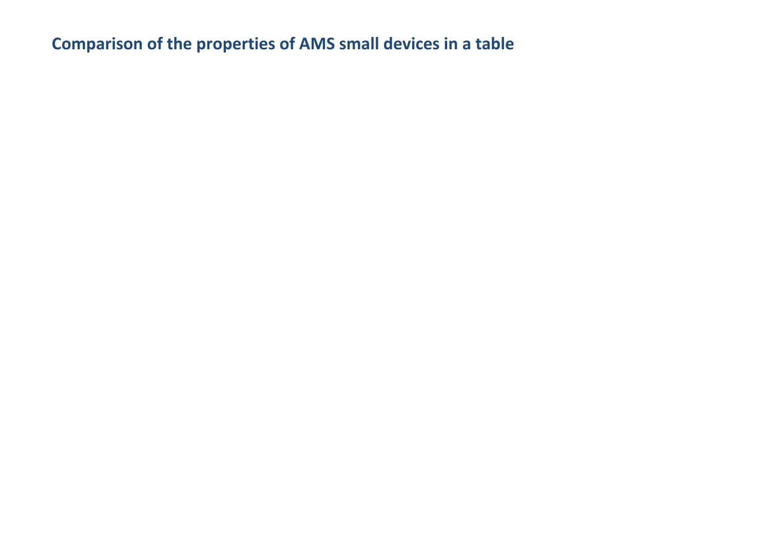## Comparison of the properties of AMS small devices in a table